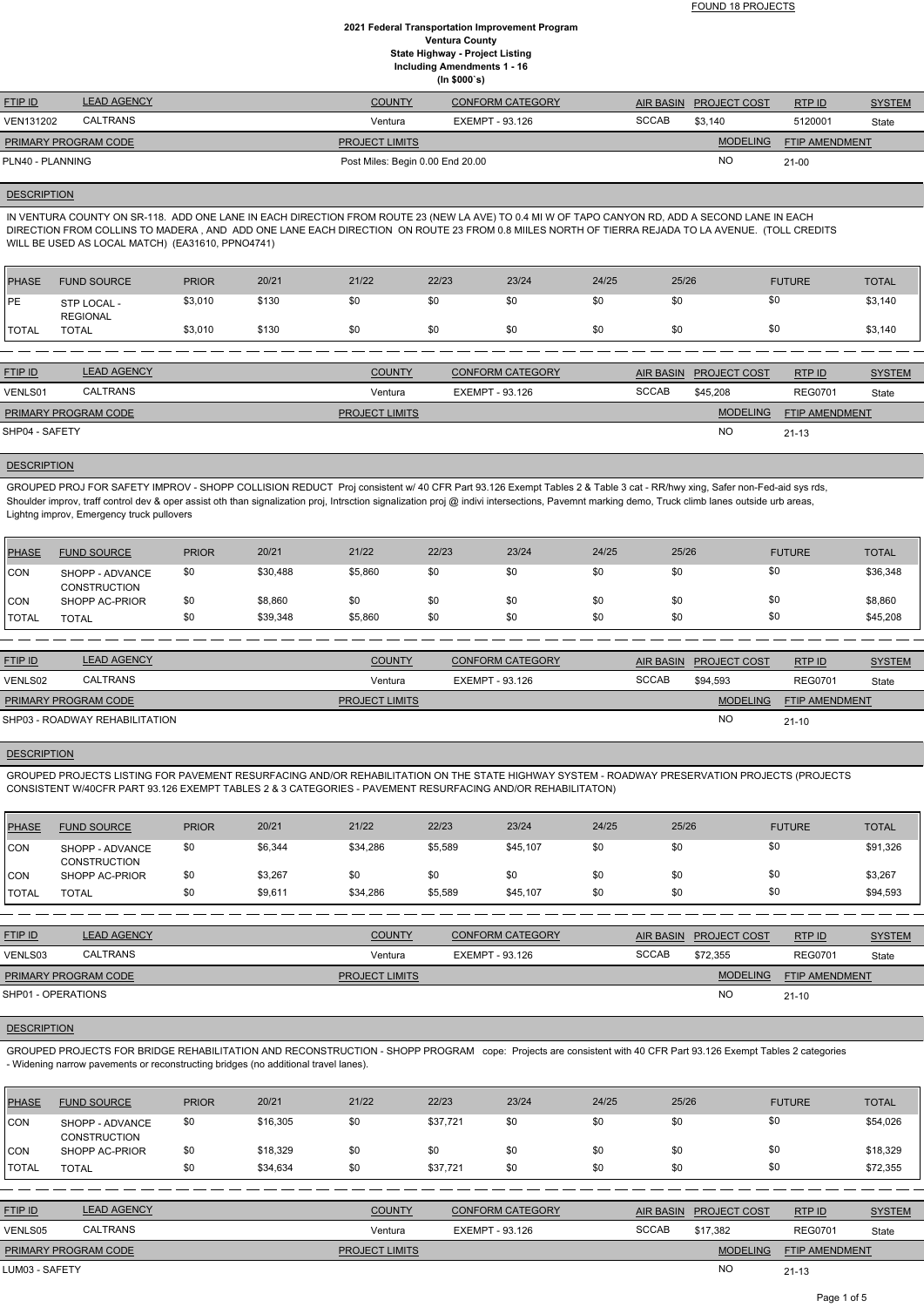FOUND 18 PROJECTS

**2021 Federal Transportation Improvement Program**
**Ventura County**
**State Highway - Project Listing**
**Including Amendments 1 - 16**
**(In $000`s)**

| FTIP ID | LEAD AGENCY | COUNTY | CONFORM CATEGORY | AIR BASIN | PROJECT COST | RTP ID | SYSTEM |
|---|---|---|---|---|---|---|---|
| VEN131202 | CALTRANS | Ventura | EXEMPT - 93.126 | SCCAB | $3,140 | 5120001 | State |

| PRIMARY PROGRAM CODE | PROJECT LIMITS | MODELING | FTIP AMENDMENT |
|---|---|---|---|
| PLN40 - PLANNING | Post Miles: Begin 0.00 End 20.00 | NO | 21-00 |

**DESCRIPTION**

IN VENTURA COUNTY ON SR-118. ADD ONE LANE IN EACH DIRECTION FROM ROUTE 23 (NEW LA AVE) TO 0.4 MI W OF TAPO CANYON RD, ADD A SECOND LANE IN EACH DIRECTION FROM COLLINS TO MADERA , AND ADD ONE LANE EACH DIRECTION ON ROUTE 23 FROM 0.8 MIILES NORTH OF TIERRA REJADA TO LA AVENUE. (TOLL CREDITS WILL BE USED AS LOCAL MATCH) (EA31610, PPNO4741)

| PHASE | FUND SOURCE | PRIOR | 20/21 | 21/22 | 22/23 | 23/24 | 24/25 | 25/26 | FUTURE | TOTAL |
|---|---|---|---|---|---|---|---|---|---|---|
| PE | STP LOCAL - REGIONAL | $3,010 | $130 | $0 | $0 | $0 | $0 | $0 | $0 | $3,140 |
| TOTAL | TOTAL | $3,010 | $130 | $0 | $0 | $0 | $0 | $0 | $0 | $3,140 |

| FTIP ID | LEAD AGENCY | COUNTY | CONFORM CATEGORY | AIR BASIN | PROJECT COST | RTP ID | SYSTEM |
|---|---|---|---|---|---|---|---|
| VENLS01 | CALTRANS | Ventura | EXEMPT - 93.126 | SCCAB | $45,208 | REG0701 | State |

| PRIMARY PROGRAM CODE | PROJECT LIMITS | MODELING | FTIP AMENDMENT |
|---|---|---|---|
| SHP04 - SAFETY | | NO | 21-13 |

**DESCRIPTION**

GROUPED PROJ FOR SAFETY IMPROV - SHOPP COLLISION REDUCT Proj consistent w/ 40 CFR Part 93.126 Exempt Tables 2 & Table 3 cat - RR/hwy xing, Safer non-Fed-aid sys rds, Shoulder improv, traff control dev & oper assist oth than signalization proj, Intrsction signalization proj @ indivi intersections, Pavemnt marking demo, Truck climb lanes outside urb areas, Lightng improv, Emergency truck pullovers

| PHASE | FUND SOURCE | PRIOR | 20/21 | 21/22 | 22/23 | 23/24 | 24/25 | 25/26 | FUTURE | TOTAL |
|---|---|---|---|---|---|---|---|---|---|---|
| CON | SHOPP - ADVANCE CONSTRUCTION | $0 | $30,488 | $5,860 | $0 | $0 | $0 | $0 | $0 | $36,348 |
| CON | SHOPP AC-PRIOR | $0 | $8,860 | $0 | $0 | $0 | $0 | $0 | $0 | $8,860 |
| TOTAL | TOTAL | $0 | $39,348 | $5,860 | $0 | $0 | $0 | $0 | $0 | $45,208 |

| FTIP ID | LEAD AGENCY | COUNTY | CONFORM CATEGORY | AIR BASIN | PROJECT COST | RTP ID | SYSTEM |
|---|---|---|---|---|---|---|---|
| VENLS02 | CALTRANS | Ventura | EXEMPT - 93.126 | SCCAB | $94,593 | REG0701 | State |

| PRIMARY PROGRAM CODE | PROJECT LIMITS | MODELING | FTIP AMENDMENT |
|---|---|---|---|
| SHP03 - ROADWAY REHABILITATION | | NO | 21-10 |

**DESCRIPTION**

GROUPED PROJECTS LISTING FOR PAVEMENT RESURFACING AND/OR REHABILITATION ON THE STATE HIGHWAY SYSTEM - ROADWAY PRESERVATION PROJECTS (PROJECTS CONSISTENT W/40CFR PART 93.126 EXEMPT TABLES 2 & 3 CATEGORIES - PAVEMENT RESURFACING AND/OR REHABILITATON)

| PHASE | FUND SOURCE | PRIOR | 20/21 | 21/22 | 22/23 | 23/24 | 24/25 | 25/26 | FUTURE | TOTAL |
|---|---|---|---|---|---|---|---|---|---|---|
| CON | SHOPP - ADVANCE CONSTRUCTION | $0 | $6,344 | $34,286 | $5,589 | $45,107 | $0 | $0 | $0 | $91,326 |
| CON | SHOPP AC-PRIOR | $0 | $3,267 | $0 | $0 | $0 | $0 | $0 | $0 | $3,267 |
| TOTAL | TOTAL | $0 | $9,611 | $34,286 | $5,589 | $45,107 | $0 | $0 | $0 | $94,593 |

| FTIP ID | LEAD AGENCY | COUNTY | CONFORM CATEGORY | AIR BASIN | PROJECT COST | RTP ID | SYSTEM |
|---|---|---|---|---|---|---|---|
| VENLS03 | CALTRANS | Ventura | EXEMPT - 93.126 | SCCAB | $72,355 | REG0701 | State |

| PRIMARY PROGRAM CODE | PROJECT LIMITS | MODELING | FTIP AMENDMENT |
|---|---|---|---|
| SHP01 - OPERATIONS | | NO | 21-10 |

**DESCRIPTION**

GROUPED PROJECTS FOR BRIDGE REHABILITATION AND RECONSTRUCTION - SHOPP PROGRAM cope: Projects are consistent with 40 CFR Part 93.126 Exempt Tables 2 categories - Widening narrow pavements or reconstructing bridges (no additional travel lanes).

| PHASE | FUND SOURCE | PRIOR | 20/21 | 21/22 | 22/23 | 23/24 | 24/25 | 25/26 | FUTURE | TOTAL |
|---|---|---|---|---|---|---|---|---|---|---|
| CON | SHOPP - ADVANCE CONSTRUCTION | $0 | $16,305 | $0 | $37,721 | $0 | $0 | $0 | $0 | $54,026 |
| CON | SHOPP AC-PRIOR | $0 | $18,329 | $0 | $0 | $0 | $0 | $0 | $0 | $18,329 |
| TOTAL | TOTAL | $0 | $34,634 | $0 | $37,721 | $0 | $0 | $0 | $0 | $72,355 |

| FTIP ID | LEAD AGENCY | COUNTY | CONFORM CATEGORY | AIR BASIN | PROJECT COST | RTP ID | SYSTEM |
|---|---|---|---|---|---|---|---|
| VENLS05 | CALTRANS | Ventura | EXEMPT - 93.126 | SCCAB | $17,382 | REG0701 | State |

| PRIMARY PROGRAM CODE | PROJECT LIMITS | MODELING | FTIP AMENDMENT |
|---|---|---|---|
| LUM03 - SAFETY | | NO | 21-13 |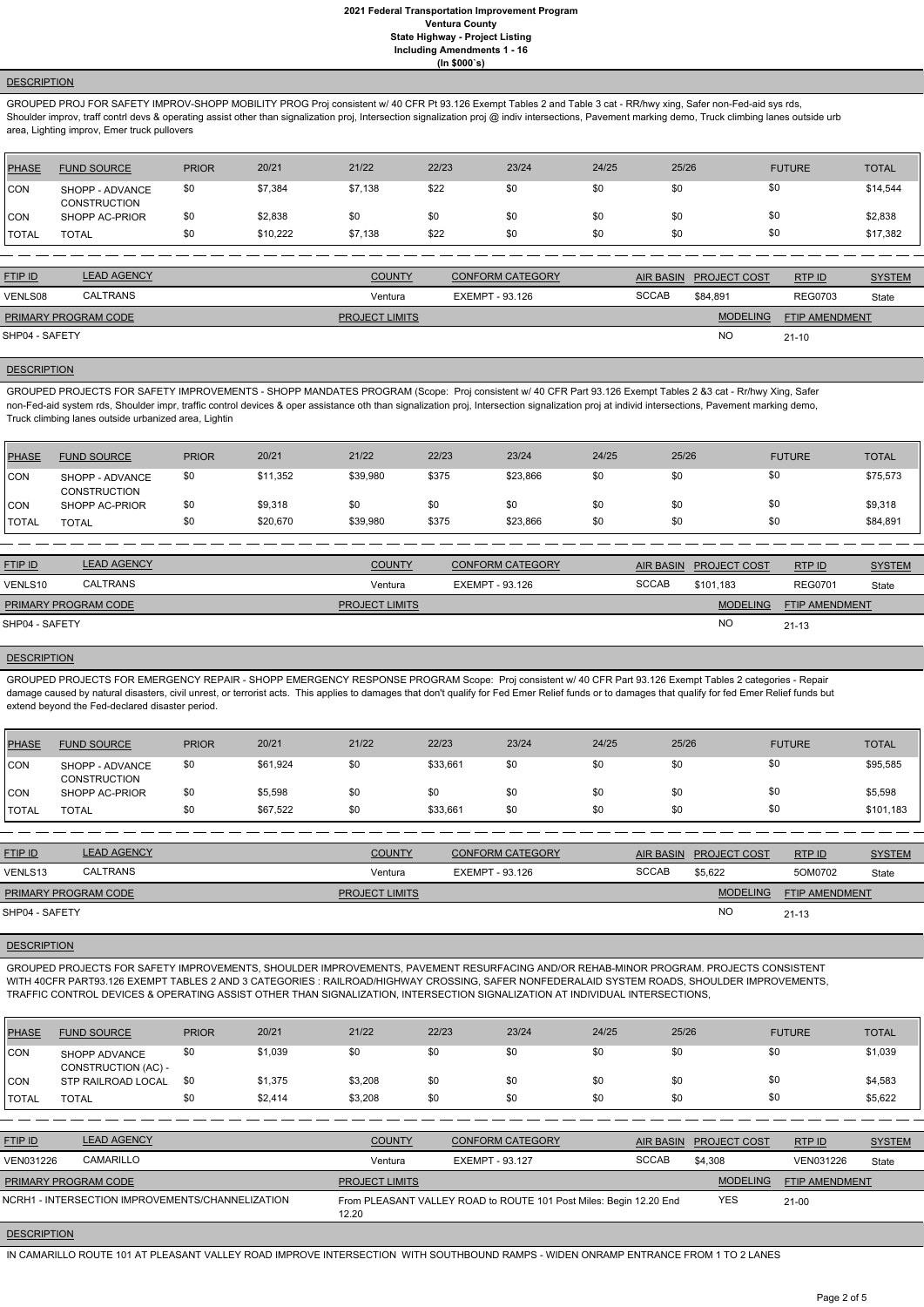# 2021 Federal Transportation Improvement Program
## Ventura County
## State Highway - Project Listing
## Including Amendments 1 - 16
## (In $000`s)

**DESCRIPTION**

GROUPED PROJ FOR SAFETY IMPROV-SHOPP MOBILITY PROG Proj consistent w/ 40 CFR Pt 93.126 Exempt Tables 2 and Table 3 cat - RR/hwy xing, Safer non-Fed-aid sys rds, Shoulder improv, traff contrl devs & operating assist other than signalization proj, Intersection signalization proj @ indiv intersections, Pavement marking demo, Truck climbing lanes outside urb area, Lighting improv, Emer truck pullovers

| PHASE | FUND SOURCE | PRIOR | 20/21 | 21/22 | 22/23 | 23/24 | 24/25 | 25/26 | FUTURE | TOTAL |
|---|---|---|---|---|---|---|---|---|---|---|
| CON | SHOPP - ADVANCE CONSTRUCTION | $0 | $7,384 | $7,138 | $22 | $0 | $0 | $0 | $0 | $14,544 |
| CON | SHOPP AC-PRIOR | $0 | $2,838 | $0 | $0 | $0 | $0 | $0 | $0 | $2,838 |
| TOTAL | TOTAL | $0 | $10,222 | $7,138 | $22 | $0 | $0 | $0 | $0 | $17,382 |

| FTIP ID | LEAD AGENCY | COUNTY | CONFORM CATEGORY | AIR BASIN | PROJECT COST | RTP ID | SYSTEM |
|---|---|---|---|---|---|---|---|
| VENLS08 | CALTRANS | Ventura | EXEMPT - 93.126 | SCCAB | $84,891 | REG0703 | State |

| PRIMARY PROGRAM CODE | PROJECT LIMITS | MODELING | FTIP AMENDMENT |
|---|---|---|---|
| SHP04 - SAFETY | | NO | 21-10 |

**DESCRIPTION**

GROUPED PROJECTS FOR SAFETY IMPROVEMENTS - SHOPP MANDATES PROGRAM (Scope: Proj consistent w/ 40 CFR Part 93.126 Exempt Tables 2 &3 cat - Rr/hwy Xing, Safer non-Fed-aid system rds, Shoulder impr, traffic control devices & oper assistance oth than signalization proj, Intersection signalization proj at individ intersections, Pavement marking demo, Truck climbing lanes outside urbanized area, Lightin

| PHASE | FUND SOURCE | PRIOR | 20/21 | 21/22 | 22/23 | 23/24 | 24/25 | 25/26 | FUTURE | TOTAL |
|---|---|---|---|---|---|---|---|---|---|---|
| CON | SHOPP - ADVANCE CONSTRUCTION | $0 | $11,352 | $39,980 | $375 | $23,866 | $0 | $0 | $0 | $75,573 |
| CON | SHOPP AC-PRIOR | $0 | $9,318 | $0 | $0 | $0 | $0 | $0 | $0 | $9,318 |
| TOTAL | TOTAL | $0 | $20,670 | $39,980 | $375 | $23,866 | $0 | $0 | $0 | $84,891 |

| FTIP ID | LEAD AGENCY | COUNTY | CONFORM CATEGORY | AIR BASIN | PROJECT COST | RTP ID | SYSTEM |
|---|---|---|---|---|---|---|---|
| VENLS10 | CALTRANS | Ventura | EXEMPT - 93.126 | SCCAB | $101,183 | REG0701 | State |

| PRIMARY PROGRAM CODE | PROJECT LIMITS | MODELING | FTIP AMENDMENT |
|---|---|---|---|
| SHP04 - SAFETY | | NO | 21-13 |

**DESCRIPTION**

GROUPED PROJECTS FOR EMERGENCY REPAIR - SHOPP EMERGENCY RESPONSE PROGRAM Scope: Proj consistent w/ 40 CFR Part 93.126 Exempt Tables 2 categories - Repair damage caused by natural disasters, civil unrest, or terrorist acts. This applies to damages that don't qualify for Fed Emer Relief funds or to damages that qualify for fed Emer Relief funds but extend beyond the Fed-declared disaster period.

| PHASE | FUND SOURCE | PRIOR | 20/21 | 21/22 | 22/23 | 23/24 | 24/25 | 25/26 | FUTURE | TOTAL |
|---|---|---|---|---|---|---|---|---|---|---|
| CON | SHOPP - ADVANCE CONSTRUCTION | $0 | $61,924 | $0 | $33,661 | $0 | $0 | $0 | $0 | $95,585 |
| CON | SHOPP AC-PRIOR | $0 | $5,598 | $0 | $0 | $0 | $0 | $0 | $0 | $5,598 |
| TOTAL | TOTAL | $0 | $67,522 | $0 | $33,661 | $0 | $0 | $0 | $0 | $101,183 |

| FTIP ID | LEAD AGENCY | COUNTY | CONFORM CATEGORY | AIR BASIN | PROJECT COST | RTP ID | SYSTEM |
|---|---|---|---|---|---|---|---|
| VENLS13 | CALTRANS | Ventura | EXEMPT - 93.126 | SCCAB | $5,622 | 5OM0702 | State |

| PRIMARY PROGRAM CODE | PROJECT LIMITS | MODELING | FTIP AMENDMENT |
|---|---|---|---|
| SHP04 - SAFETY | | NO | 21-13 |

**DESCRIPTION**

GROUPED PROJECTS FOR SAFETY IMPROVEMENTS, SHOULDER IMPROVEMENTS, PAVEMENT RESURFACING AND/OR REHAB-MINOR PROGRAM. PROJECTS CONSISTENT WITH 40CFR PART93.126 EXEMPT TABLES 2 AND 3 CATEGORIES : RAILROAD/HIGHWAY CROSSING, SAFER NONFEDERALAID SYSTEM ROADS, SHOULDER IMPROVEMENTS, TRAFFIC CONTROL DEVICES & OPERATING ASSIST OTHER THAN SIGNALIZATION, INTERSECTION SIGNALIZATION AT INDIVIDUAL INTERSECTIONS,

| PHASE | FUND SOURCE | PRIOR | 20/21 | 21/22 | 22/23 | 23/24 | 24/25 | 25/26 | FUTURE | TOTAL |
|---|---|---|---|---|---|---|---|---|---|---|
| CON | SHOPP ADVANCE CONSTRUCTION (AC) - | $0 | $1,039 | $0 | $0 | $0 | $0 | $0 | $0 | $1,039 |
| CON | STP RAILROAD LOCAL | $0 | $1,375 | $3,208 | $0 | $0 | $0 | $0 | $0 | $4,583 |
| TOTAL | TOTAL | $0 | $2,414 | $3,208 | $0 | $0 | $0 | $0 | $0 | $5,622 |

| FTIP ID | LEAD AGENCY | COUNTY | CONFORM CATEGORY | AIR BASIN | PROJECT COST | RTP ID | SYSTEM |
|---|---|---|---|---|---|---|---|
| VEN031226 | CAMARILLO | Ventura | EXEMPT - 93.127 | SCCAB | $4,308 | VEN031226 | State |

| PRIMARY PROGRAM CODE | PROJECT LIMITS | MODELING | FTIP AMENDMENT |
|---|---|---|---|
| NCRH1 - INTERSECTION IMPROVEMENTS/CHANNELIZATION | From PLEASANT VALLEY ROAD to ROUTE 101 Post Miles: Begin 12.20 End 12.20 | YES | 21-00 |

**DESCRIPTION**

IN CAMARILLO ROUTE 101 AT PLEASANT VALLEY ROAD IMPROVE INTERSECTION WITH SOUTHBOUND RAMPS - WIDEN ONRAMP ENTRANCE FROM 1 TO 2 LANES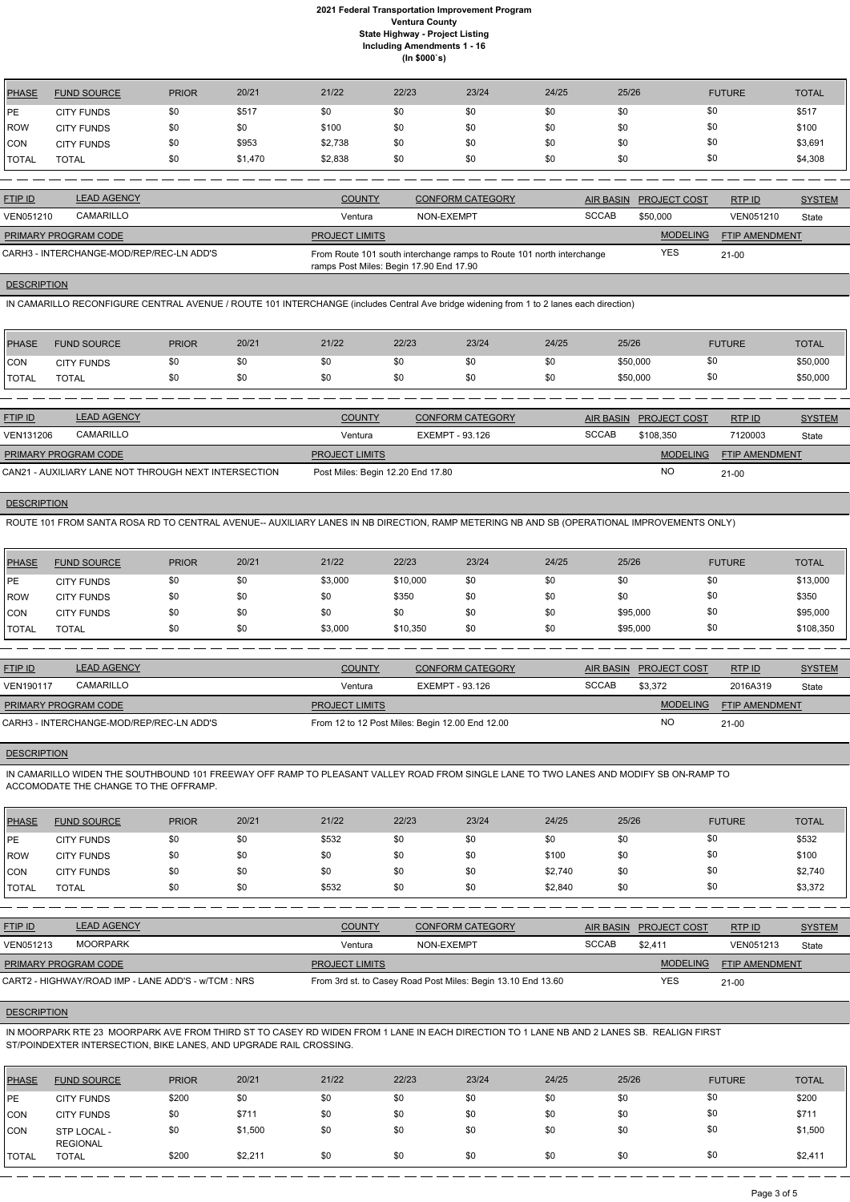# 2021 Federal Transportation Improvement Program
## Ventura County
## State Highway - Project Listing
## Including Amendments 1 - 16
## (In $000`s)

| PHASE | FUND SOURCE | PRIOR | 20/21 | 21/22 | 22/23 | 23/24 | 24/25 | 25/26 | FUTURE | TOTAL |
|---|---|---|---|---|---|---|---|---|---|---|
| PE | CITY FUNDS | $0 | $517 | $0 | $0 | $0 | $0 | $0 | $0 | $517 |
| ROW | CITY FUNDS | $0 | $0 | $100 | $0 | $0 | $0 | $0 | $0 | $100 |
| CON | CITY FUNDS | $0 | $953 | $2,738 | $0 | $0 | $0 | $0 | $0 | $3,691 |
| TOTAL | TOTAL | $0 | $1,470 | $2,838 | $0 | $0 | $0 | $0 | $0 | $4,308 |

| FTIP ID | LEAD AGENCY | COUNTY | CONFORM CATEGORY | AIR BASIN | PROJECT COST | RTP ID | SYSTEM |
|---|---|---|---|---|---|---|---|
| VEN051210 | CAMARILLO | Ventura | NON-EXEMPT | SCCAB | $50,000 | VEN051210 | State |

| PRIMARY PROGRAM CODE | PROJECT LIMITS | MODELING | FTIP AMENDMENT |
|---|---|---|---|
| CARH3 - INTERCHANGE-MOD/REP/REC-LN ADD'S | From Route 101 south interchange ramps to Route 101 north interchange ramps Post Miles: Begin 17.90 End 17.90 | YES | 21-00 |

**DESCRIPTION**

IN CAMARILLO RECONFIGURE CENTRAL AVENUE / ROUTE 101 INTERCHANGE (includes Central Ave bridge widening from 1 to 2 lanes each direction)

| PHASE | FUND SOURCE | PRIOR | 20/21 | 21/22 | 22/23 | 23/24 | 24/25 | 25/26 | FUTURE | TOTAL |
|---|---|---|---|---|---|---|---|---|---|---|
| CON | CITY FUNDS | $0 | $0 | $0 | $0 | $0 | $0 | $50,000 | $0 | $50,000 |
| TOTAL | TOTAL | $0 | $0 | $0 | $0 | $0 | $0 | $50,000 | $0 | $50,000 |

| FTIP ID | LEAD AGENCY | COUNTY | CONFORM CATEGORY | AIR BASIN | PROJECT COST | RTP ID | SYSTEM |
|---|---|---|---|---|---|---|---|
| VEN131206 | CAMARILLO | Ventura | EXEMPT - 93.126 | SCCAB | $108,350 | 7120003 | State |

| PRIMARY PROGRAM CODE | PROJECT LIMITS | MODELING | FTIP AMENDMENT |
|---|---|---|---|
| CAN21 - AUXILIARY LANE NOT THROUGH NEXT INTERSECTION | Post Miles: Begin 12.20 End 17.80 | NO | 21-00 |

**DESCRIPTION**

ROUTE 101 FROM SANTA ROSA RD TO CENTRAL AVENUE-- AUXILIARY LANES IN NB DIRECTION, RAMP METERING NB AND SB (OPERATIONAL IMPROVEMENTS ONLY)

| PHASE | FUND SOURCE | PRIOR | 20/21 | 21/22 | 22/23 | 23/24 | 24/25 | 25/26 | FUTURE | TOTAL |
|---|---|---|---|---|---|---|---|---|---|---|
| PE | CITY FUNDS | $0 | $0 | $3,000 | $10,000 | $0 | $0 | $0 | $0 | $13,000 |
| ROW | CITY FUNDS | $0 | $0 | $0 | $350 | $0 | $0 | $0 | $0 | $350 |
| CON | CITY FUNDS | $0 | $0 | $0 | $0 | $0 | $0 | $95,000 | $0 | $95,000 |
| TOTAL | TOTAL | $0 | $0 | $3,000 | $10,350 | $0 | $0 | $95,000 | $0 | $108,350 |

| FTIP ID | LEAD AGENCY | COUNTY | CONFORM CATEGORY | AIR BASIN | PROJECT COST | RTP ID | SYSTEM |
|---|---|---|---|---|---|---|---|
| VEN190117 | CAMARILLO | Ventura | EXEMPT - 93.126 | SCCAB | $3,372 | 2016A319 | State |

| PRIMARY PROGRAM CODE | PROJECT LIMITS | MODELING | FTIP AMENDMENT |
|---|---|---|---|
| CARH3 - INTERCHANGE-MOD/REP/REC-LN ADD'S | From 12 to 12 Post Miles: Begin 12.00 End 12.00 | NO | 21-00 |

**DESCRIPTION**

IN CAMARILLO WIDEN THE SOUTHBOUND 101 FREEWAY OFF RAMP TO PLEASANT VALLEY ROAD FROM SINGLE LANE TO TWO LANES AND MODIFY SB ON-RAMP TO ACCOMODATE THE CHANGE TO THE OFFRAMP.

| PHASE | FUND SOURCE | PRIOR | 20/21 | 21/22 | 22/23 | 23/24 | 24/25 | 25/26 | FUTURE | TOTAL |
|---|---|---|---|---|---|---|---|---|---|---|
| PE | CITY FUNDS | $0 | $0 | $532 | $0 | $0 | $0 | $0 | $0 | $532 |
| ROW | CITY FUNDS | $0 | $0 | $0 | $0 | $0 | $100 | $0 | $0 | $100 |
| CON | CITY FUNDS | $0 | $0 | $0 | $0 | $0 | $2,740 | $0 | $0 | $2,740 |
| TOTAL | TOTAL | $0 | $0 | $532 | $0 | $0 | $2,840 | $0 | $0 | $3,372 |

| FTIP ID | LEAD AGENCY | COUNTY | CONFORM CATEGORY | AIR BASIN | PROJECT COST | RTP ID | SYSTEM |
|---|---|---|---|---|---|---|---|
| VEN051213 | MOORPARK | Ventura | NON-EXEMPT | SCCAB | $2,411 | VEN051213 | State |

| PRIMARY PROGRAM CODE | PROJECT LIMITS | MODELING | FTIP AMENDMENT |
|---|---|---|---|
| CART2 - HIGHWAY/ROAD IMP - LANE ADD'S - w/TCM : NRS | From 3rd st. to Casey Road Post Miles: Begin 13.10 End 13.60 | YES | 21-00 |

**DESCRIPTION**

IN MOORPARK RTE 23 MOORPARK AVE FROM THIRD ST TO CASEY RD WIDEN FROM 1 LANE IN EACH DIRECTION TO 1 LANE NB AND 2 LANES SB. REALIGN FIRST ST/POINDEXTER INTERSECTION, BIKE LANES, AND UPGRADE RAIL CROSSING.

| PHASE | FUND SOURCE | PRIOR | 20/21 | 21/22 | 22/23 | 23/24 | 24/25 | 25/26 | FUTURE | TOTAL |
|---|---|---|---|---|---|---|---|---|---|---|
| PE | CITY FUNDS | $200 | $0 | $0 | $0 | $0 | $0 | $0 | $0 | $200 |
| CON | CITY FUNDS | $0 | $711 | $0 | $0 | $0 | $0 | $0 | $0 | $711 |
| CON | STP LOCAL - REGIONAL | $0 | $1,500 | $0 | $0 | $0 | $0 | $0 | $0 | $1,500 |
| TOTAL | TOTAL | $200 | $2,211 | $0 | $0 | $0 | $0 | $0 | $0 | $2,411 |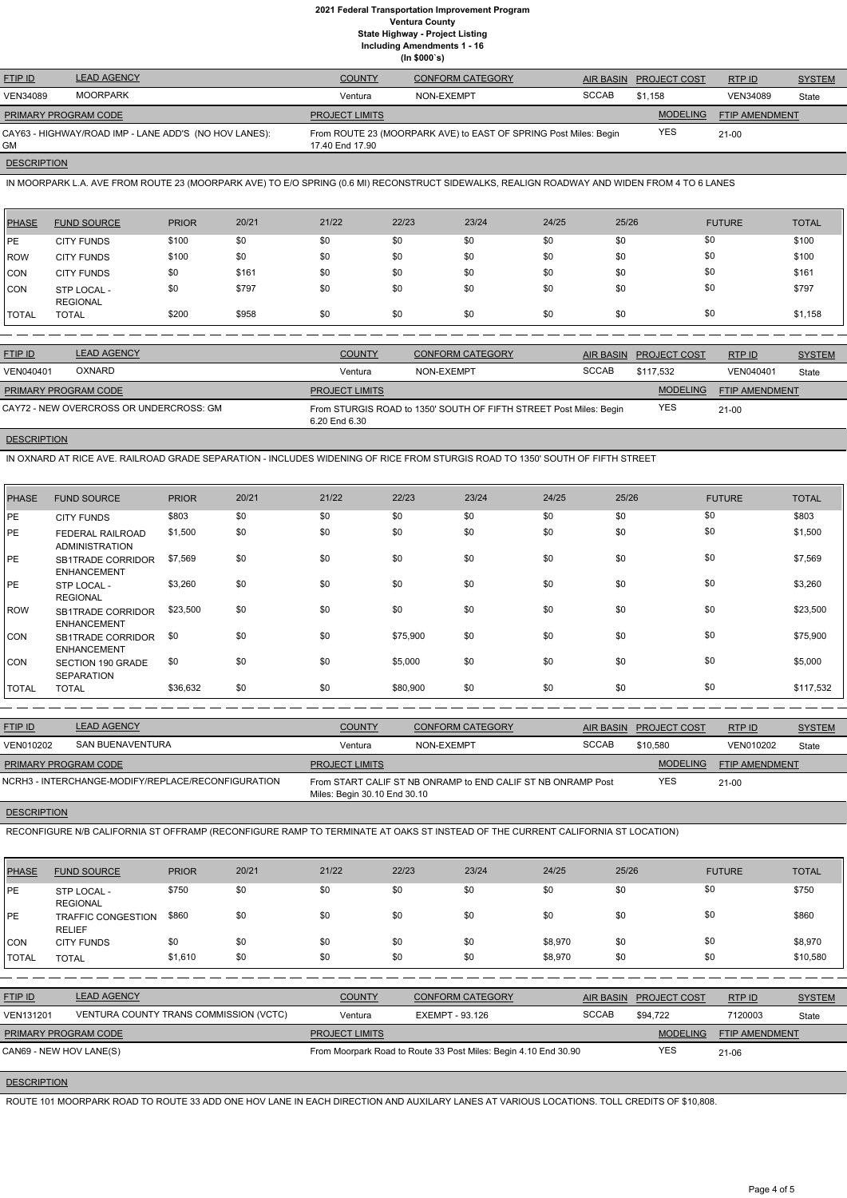# 2021 Federal Transportation Improvement Program
## Ventura County
### State Highway - Project Listing
### Including Amendments 1 - 16
### (In $000`s)

| FTIP ID | LEAD AGENCY | COUNTY | CONFORM CATEGORY | AIR BASIN | PROJECT COST | RTP ID | SYSTEM |
|---|---|---|---|---|---|---|---|
| VEN34089 | MOORPARK | Ventura | NON-EXEMPT | SCCAB | $1,158 | VEN34089 | State |

| PRIMARY PROGRAM CODE | PROJECT LIMITS | MODELING | FTIP AMENDMENT |
|---|---|---|---|
| CAY63 - HIGHWAY/ROAD IMP - LANE ADD'S (NO HOV LANES): GM | From ROUTE 23 (MOORPARK AVE) to EAST OF SPRING Post Miles: Begin 17.40 End 17.90 | YES | 21-00 |

**DESCRIPTION**

IN MOORPARK L.A. AVE FROM ROUTE 23 (MOORPARK AVE) TO E/O SPRING (0.6 MI) RECONSTRUCT SIDEWALKS, REALIGN ROADWAY AND WIDEN FROM 4 TO 6 LANES

| PHASE | FUND SOURCE | PRIOR | 20/21 | 21/22 | 22/23 | 23/24 | 24/25 | 25/26 | FUTURE | TOTAL |
|---|---|---|---|---|---|---|---|---|---|---|
| PE | CITY FUNDS | $100 | $0 | $0 | $0 | $0 | $0 | $0 | $0 | $100 |
| ROW | CITY FUNDS | $100 | $0 | $0 | $0 | $0 | $0 | $0 | $0 | $100 |
| CON | CITY FUNDS | $0 | $161 | $0 | $0 | $0 | $0 | $0 | $0 | $161 |
| CON | STP LOCAL - REGIONAL | $0 | $797 | $0 | $0 | $0 | $0 | $0 | $0 | $797 |
| TOTAL | TOTAL | $200 | $958 | $0 | $0 | $0 | $0 | $0 | $0 | $1,158 |

| FTIP ID | LEAD AGENCY | COUNTY | CONFORM CATEGORY | AIR BASIN | PROJECT COST | RTP ID | SYSTEM |
|---|---|---|---|---|---|---|---|
| VEN040401 | OXNARD | Ventura | NON-EXEMPT | SCCAB | $117,532 | VEN040401 | State |

| PRIMARY PROGRAM CODE | PROJECT LIMITS | MODELING | FTIP AMENDMENT |
|---|---|---|---|
| CAY72 - NEW OVERCROSS OR UNDERCROSS: GM | From STURGIS ROAD to 1350' SOUTH OF FIFTH STREET Post Miles: Begin 6.20 End 6.30 | YES | 21-00 |

**DESCRIPTION**

IN OXNARD AT RICE AVE. RAILROAD GRADE SEPARATION - INCLUDES WIDENING OF RICE FROM STURGIS ROAD TO 1350' SOUTH OF FIFTH STREET

| PHASE | FUND SOURCE | PRIOR | 20/21 | 21/22 | 22/23 | 23/24 | 24/25 | 25/26 | FUTURE | TOTAL |
|---|---|---|---|---|---|---|---|---|---|---|
| PE | CITY FUNDS | $803 | $0 | $0 | $0 | $0 | $0 | $0 | $0 | $803 |
| PE | FEDERAL RAILROAD ADMINISTRATION | $1,500 | $0 | $0 | $0 | $0 | $0 | $0 | $0 | $1,500 |
| PE | SB1TRADE CORRIDOR ENHANCEMENT | $7,569 | $0 | $0 | $0 | $0 | $0 | $0 | $0 | $7,569 |
| PE | STP LOCAL - REGIONAL | $3,260 | $0 | $0 | $0 | $0 | $0 | $0 | $0 | $3,260 |
| ROW | SB1TRADE CORRIDOR ENHANCEMENT | $23,500 | $0 | $0 | $0 | $0 | $0 | $0 | $0 | $23,500 |
| CON | SB1TRADE CORRIDOR ENHANCEMENT | $0 | $0 | $0 | $75,900 | $0 | $0 | $0 | $0 | $75,900 |
| CON | SECTION 190 GRADE SEPARATION | $0 | $0 | $0 | $5,000 | $0 | $0 | $0 | $0 | $5,000 |
| TOTAL | TOTAL | $36,632 | $0 | $0 | $80,900 | $0 | $0 | $0 | $0 | $117,532 |

| FTIP ID | LEAD AGENCY | COUNTY | CONFORM CATEGORY | AIR BASIN | PROJECT COST | RTP ID | SYSTEM |
|---|---|---|---|---|---|---|---|
| VEN010202 | SAN BUENAVENTURA | Ventura | NON-EXEMPT | SCCAB | $10,580 | VEN010202 | State |

| PRIMARY PROGRAM CODE | PROJECT LIMITS | MODELING | FTIP AMENDMENT |
|---|---|---|---|
| NCRH3 - INTERCHANGE-MODIFY/REPLACE/RECONFIGURATION | From START CALIF ST NB ONRAMP to END CALIF ST NB ONRAMP Post Miles: Begin 30.10 End 30.10 | YES | 21-00 |

**DESCRIPTION**

RECONFIGURE N/B CALIFORNIA ST OFFRAMP (RECONFIGURE RAMP TO TERMINATE AT OAKS ST INSTEAD OF THE CURRENT CALIFORNIA ST LOCATION)

| PHASE | FUND SOURCE | PRIOR | 20/21 | 21/22 | 22/23 | 23/24 | 24/25 | 25/26 | FUTURE | TOTAL |
|---|---|---|---|---|---|---|---|---|---|---|
| PE | STP LOCAL - REGIONAL | $750 | $0 | $0 | $0 | $0 | $0 | $0 | $0 | $750 |
| PE | TRAFFIC CONGESTION RELIEF | $860 | $0 | $0 | $0 | $0 | $0 | $0 | $0 | $860 |
| CON | CITY FUNDS | $0 | $0 | $0 | $0 | $0 | $8,970 | $0 | $0 | $8,970 |
| TOTAL | TOTAL | $1,610 | $0 | $0 | $0 | $0 | $8,970 | $0 | $0 | $10,580 |

| FTIP ID | LEAD AGENCY | COUNTY | CONFORM CATEGORY | AIR BASIN | PROJECT COST | RTP ID | SYSTEM |
|---|---|---|---|---|---|---|---|
| VEN131201 | VENTURA COUNTY TRANS COMMISSION (VCTC) | Ventura | EXEMPT - 93.126 | SCCAB | $94,722 | 7120003 | State |

| PRIMARY PROGRAM CODE | PROJECT LIMITS | MODELING | FTIP AMENDMENT |
|---|---|---|---|
| CAN69 - NEW HOV LANE(S) | From Moorpark Road to Route 33 Post Miles: Begin 4.10 End 30.90 | YES | 21-06 |

**DESCRIPTION**

ROUTE 101 MOORPARK ROAD TO ROUTE 33 ADD ONE HOV LANE IN EACH DIRECTION AND AUXILARY LANES AT VARIOUS LOCATIONS. TOLL CREDITS OF $10,808.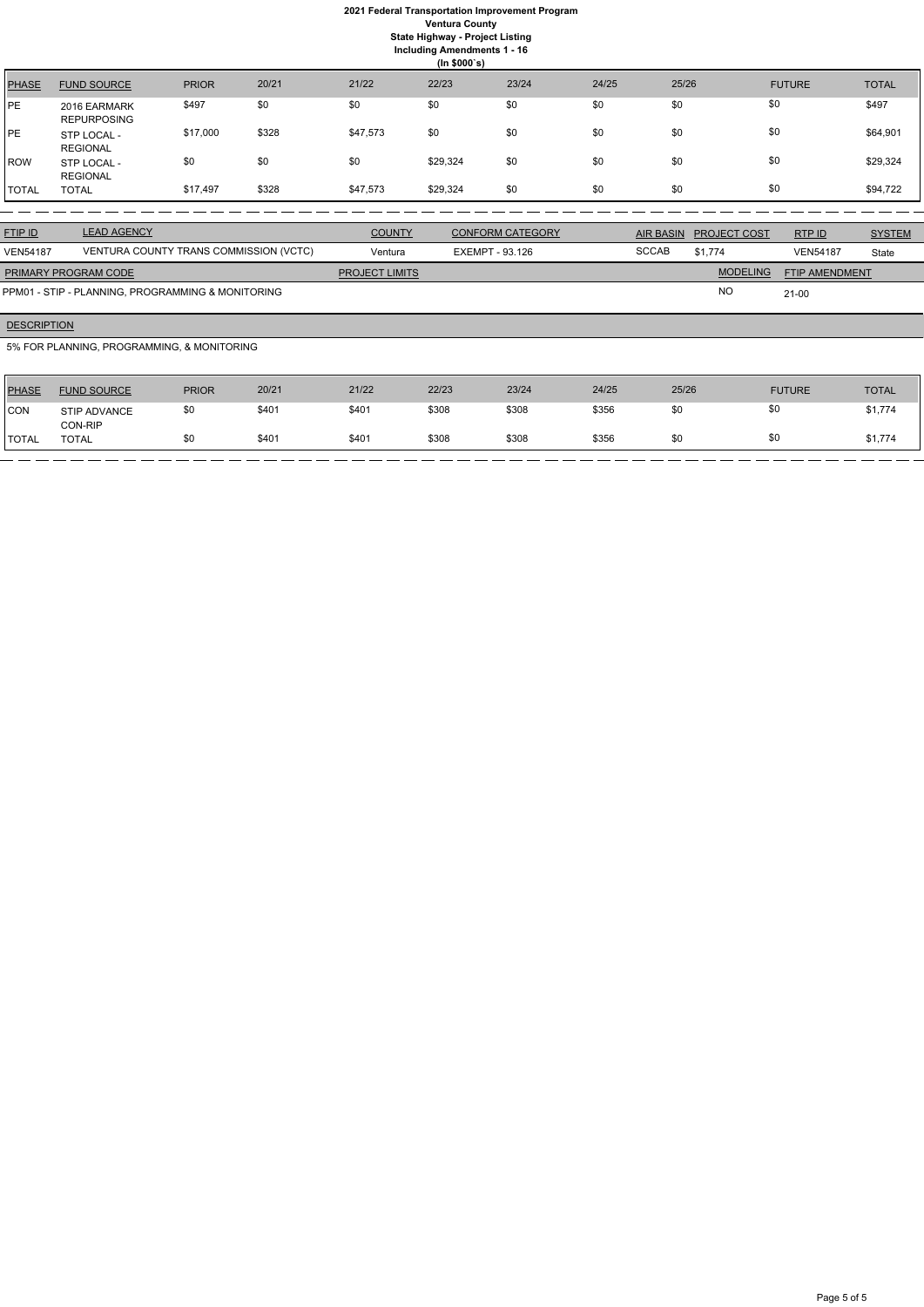**2021 Federal Transportation Improvement Program**
**Ventura County**
**State Highway - Project Listing**
**Including Amendments 1 - 16**
**(In $000`s)**

| PHASE | FUND SOURCE | PRIOR | 20/21 | 21/22 | 22/23 | 23/24 | 24/25 | 25/26 | FUTURE | TOTAL |
|---|---|---|---|---|---|---|---|---|---|---|
| PE | 2016 EARMARK REPURPOSING | $497 | $0 | $0 | $0 | $0 | $0 | $0 | $0 | $497 |
| PE | STP LOCAL - REGIONAL | $17,000 | $328 | $47,573 | $0 | $0 | $0 | $0 | $0 | $64,901 |
| ROW | STP LOCAL - REGIONAL | $0 | $0 | $0 | $29,324 | $0 | $0 | $0 | $0 | $29,324 |
| TOTAL | TOTAL | $17,497 | $328 | $47,573 | $29,324 | $0 | $0 | $0 | $0 | $94,722 |

| FTIP ID | LEAD AGENCY | COUNTY | CONFORM CATEGORY | AIR BASIN | PROJECT COST | RTP ID | SYSTEM |
|---|---|---|---|---|---|---|---|
| VEN54187 | VENTURA COUNTY TRANS COMMISSION (VCTC) | Ventura | EXEMPT - 93.126 | SCCAB | $1,774 | VEN54187 | State |

| PRIMARY PROGRAM CODE | PROJECT LIMITS | MODELING | FTIP AMENDMENT |
|---|---|---|---|
| PPM01 - STIP - PLANNING, PROGRAMMING & MONITORING | | NO | 21-00 |

DESCRIPTION

5% FOR PLANNING, PROGRAMMING, & MONITORING

| PHASE | FUND SOURCE | PRIOR | 20/21 | 21/22 | 22/23 | 23/24 | 24/25 | 25/26 | FUTURE | TOTAL |
|---|---|---|---|---|---|---|---|---|---|---|
| CON | STIP ADVANCE CON-RIP | $0 | $401 | $401 | $308 | $308 | $356 | $0 | $0 | $1,774 |
| TOTAL | TOTAL | $0 | $401 | $401 | $308 | $308 | $356 | $0 | $0 | $1,774 |